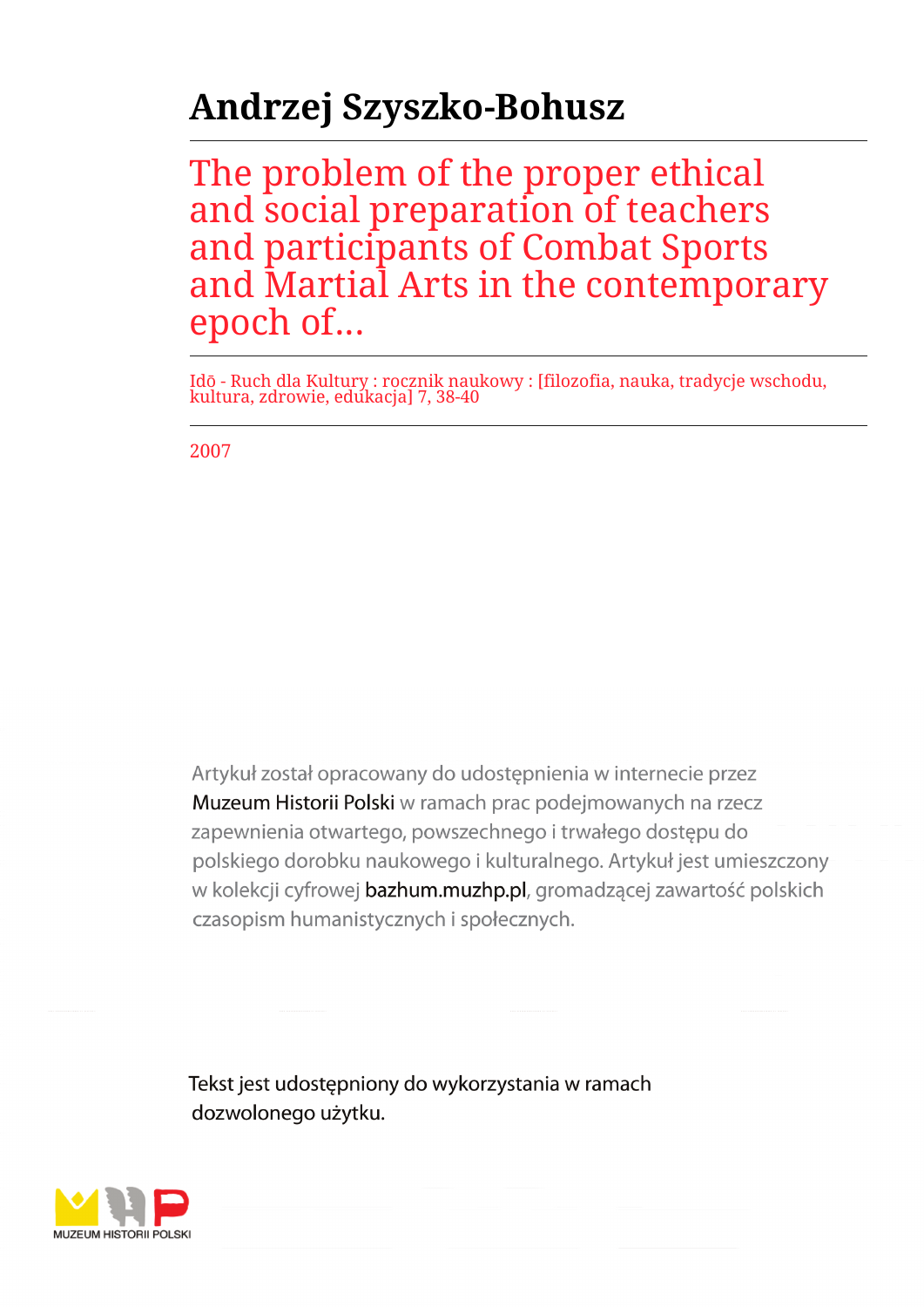# Andrzej Szyszko-Bohusz

## The problem of the proper ethical and social preparation of teachers and participants of Combat Sports and Martial Arts in the contemporary epoch of...

Idō - Ruch dla Kultury : rocznik naukowy : [filozofia, nauka, tradycje wschodu, kultura, zdrowie, edukacja] 7, 38-40

2007

Artykuł został opracowany do udostępnienia w internecie przez Muzeum Historii Polski w ramach prac podejmowanych na rzecz zapewnienia otwartego, powszechnego i trwałego dostępu do polskiego dorobku naukowego i kulturalnego. Artykuł jest umieszczony w kolekcji cyfrowej bazhum.muzhp.pl, gromadzącej zawartość polskich czasopism humanistycznych i społecznych.

Tekst jest udostępniony do wykorzystania w ramach dozwolonego użytku.

MUZEUM HISTORII POLSKI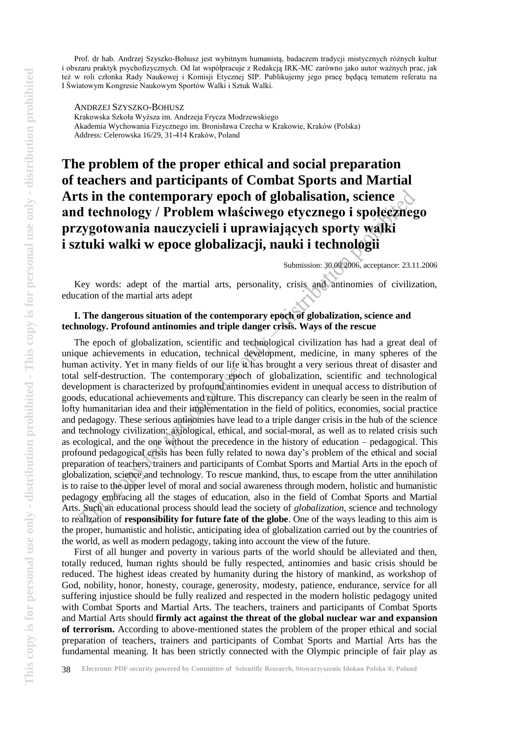Prof. dr hab. Andrzej Szyszko-Bohusz jest wybitnym humanistą, badaczem tradycji mistycznych różnych kultur i obszaru praktyk psychofizycznych. Od lat współpracuje z Redakcją IRK-MC zarówno jako autor ważnych prac, jak też w roli członka Rady Naukowej i Komisji Etycznej SIP. Publikujemy jego pracę będącą tematem referatu na I Światowym Kongresie Naukowym Sportów Walki i Sztuk Walki.

ANDRZEJ SZYSZKO-BOHUSZ
Krakowska Szkoła Wyższa im. Andrzeja Frycza Modrzewskiego
Akademia Wychowania Fizycznego im. Bronisława Czecha w Krakowie, Kraków (Polska)
Address: Celerowska 16/29, 31-414 Kraków, Poland

# The problem of the proper ethical and social preparation of teachers and participants of Combat Sports and Martial Arts in the contemporary epoch of globalisation, science and technology / Problem właściwego etycznego i społecznego przygotowania nauczycieli i uprawiających sporty walki i sztuki walki w epoce globalizacji, nauki i technologii

Submission: 30.09.2006, acceptance: 23.11.2006

Key words: adept of the martial arts, personality, crisis and antinomies of civilization, education of the martial arts adept

### I. The dangerous situation of the contemporary epoch of globalization, science and technology. Profound antinomies and triple danger crisis. Ways of the rescue

The epoch of globalization, scientific and technological civilization has had a great deal of unique achievements in education, technical development, medicine, in many spheres of the human activity. Yet in many fields of our life it has brought a very serious threat of disaster and total self-destruction. The contemporary epoch of globalization, scientific and technological development is characterized by profound antinomies evident in unequal access to distribution of goods, educational achievements and culture. This discrepancy can clearly be seen in the realm of lofty humanitarian idea and their implementation in the field of politics, economies, social practice and pedagogy. These serious antinomies have lead to a triple danger crisis in the hub of the science and technology civilization: axiological, ethical, and social-moral, as well as to related crisis such as ecological, and the one without the precedence in the history of education – pedagogical. This profound pedagogical crisis has been fully related to nowa day's problem of the ethical and social preparation of teachers, trainers and participants of Combat Sports and Martial Arts in the epoch of globalization, science and technology. To rescue mankind, thus, to escape from the utter annihilation is to raise to the upper level of moral and social awareness through modern, holistic and humanistic pedagogy embracing all the stages of education, also in the field of Combat Sports and Martial Arts. Such an educational process should lead the society of *globalization*, science and technology to realization of **responsibility for future fate of the globe**. One of the ways leading to this aim is the proper, humanistic and holistic, anticipating idea of globalization carried out by the countries of the world, as well as modern pedagogy, taking into account the view of the future.

First of all hunger and poverty in various parts of the world should be alleviated and then, totally reduced, human rights should be fully respected, antinomies and basic crisis should be reduced. The highest ideas created by humanity during the history of mankind, as workshop of God, nobility, honor, honesty, courage, generosity, modesty, patience, endurance, service for all suffering injustice should be fully realized and respected in the modern holistic pedagogy united with Combat Sports and Martial Arts. The teachers, trainers and participants of Combat Sports and Martial Arts should **firmly act against the threat of the global nuclear war and expansion of terrorism.** According to above-mentioned states the problem of the proper ethical and social preparation of teachers, trainers and participants of Combat Sports and Martial Arts has the fundamental meaning. It has been strictly connected with the Olympic principle of fair play as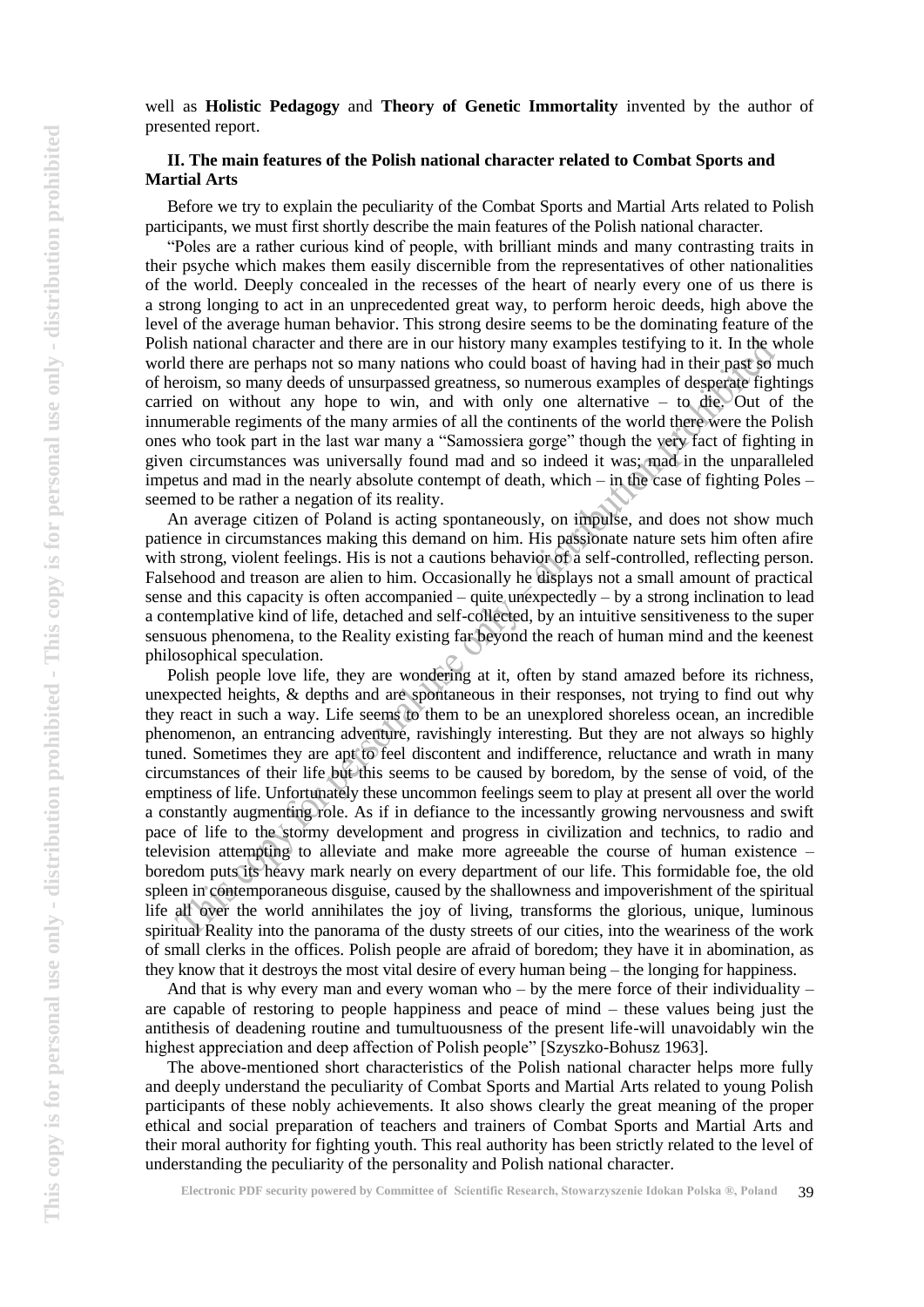well as **Holistic Pedagogy** and **Theory of Genetic Immortality** invented by the author of presented report.

## II. The main features of the Polish national character related to Combat Sports and Martial Arts

Before we try to explain the peculiarity of the Combat Sports and Martial Arts related to Polish participants, we must first shortly describe the main features of the Polish national character.

"Poles are a rather curious kind of people, with brilliant minds and many contrasting traits in their psyche which makes them easily discernible from the representatives of other nationalities of the world. Deeply concealed in the recesses of the heart of nearly every one of us there is a strong longing to act in an unprecedented great way, to perform heroic deeds, high above the level of the average human behavior. This strong desire seems to be the dominating feature of the Polish national character and there are in our history many examples testifying to it. In the whole world there are perhaps not so many nations who could boast of having had in their past so much of heroism, so many deeds of unsurpassed greatness, so numerous examples of desperate fightings carried on without any hope to win, and with only one alternative – to die. Out of the innumerable regiments of the many armies of all the continents of the world there were the Polish ones who took part in the last war many a "Samossiera gorge" though the very fact of fighting in given circumstances was universally found mad and so indeed it was; mad in the unparalleled impetus and mad in the nearly absolute contempt of death, which – in the case of fighting Poles – seemed to be rather a negation of its reality.

An average citizen of Poland is acting spontaneously, on impulse, and does not show much patience in circumstances making this demand on him. His passionate nature sets him often afire with strong, violent feelings. His is not a cautions behavior of a self-controlled, reflecting person. Falsehood and treason are alien to him. Occasionally he displays not a small amount of practical sense and this capacity is often accompanied – quite unexpectedly – by a strong inclination to lead a contemplative kind of life, detached and self-collected, by an intuitive sensitiveness to the super sensuous phenomena, to the Reality existing far beyond the reach of human mind and the keenest philosophical speculation.

Polish people love life, they are wondering at it, often by stand amazed before its richness, unexpected heights, & depths and are spontaneous in their responses, not trying to find out why they react in such a way. Life seems to them to be an unexplored shoreless ocean, an incredible phenomenon, an entrancing adventure, ravishingly interesting. But they are not always so highly tuned. Sometimes they are apt to feel discontent and indifference, reluctance and wrath in many circumstances of their life but this seems to be caused by boredom, by the sense of void, of the emptiness of life. Unfortunately these uncommon feelings seem to play at present all over the world a constantly augmenting role. As if in defiance to the incessantly growing nervousness and swift pace of life to the stormy development and progress in civilization and technics, to radio and television attempting to alleviate and make more agreeable the course of human existence – boredom puts its heavy mark nearly on every department of our life. This formidable foe, the old spleen in contemporaneous disguise, caused by the shallowness and impoverishment of the spiritual life all over the world annihilates the joy of living, transforms the glorious, unique, luminous spiritual Reality into the panorama of the dusty streets of our cities, into the weariness of the work of small clerks in the offices. Polish people are afraid of boredom; they have it in abomination, as they know that it destroys the most vital desire of every human being – the longing for happiness.

And that is why every man and every woman who – by the mere force of their individuality – are capable of restoring to people happiness and peace of mind – these values being just the antithesis of deadening routine and tumultuousness of the present life-will unavoidably win the highest appreciation and deep affection of Polish people" [Szyszko-Bohusz 1963].

The above-mentioned short characteristics of the Polish national character helps more fully and deeply understand the peculiarity of Combat Sports and Martial Arts related to young Polish participants of these nobly achievements. It also shows clearly the great meaning of the proper ethical and social preparation of teachers and trainers of Combat Sports and Martial Arts and their moral authority for fighting youth. This real authority has been strictly related to the level of understanding the peculiarity of the personality and Polish national character.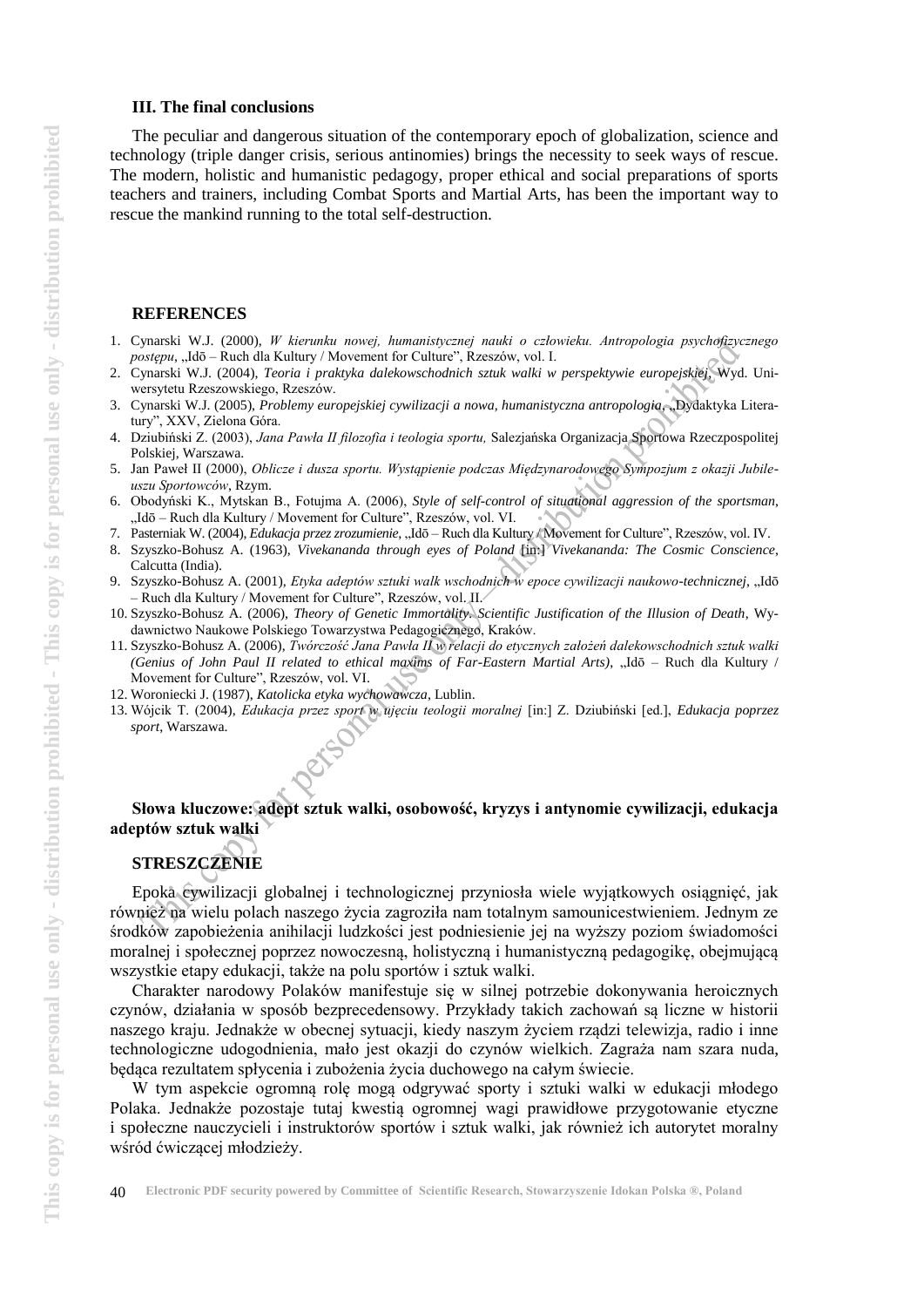### III. The final conclusions

The peculiar and dangerous situation of the contemporary epoch of globalization, science and technology (triple danger crisis, serious antinomies) brings the necessity to seek ways of rescue. The modern, holistic and humanistic pedagogy, proper ethical and social preparations of sports teachers and trainers, including Combat Sports and Martial Arts, has been the important way to rescue the mankind running to the total self-destruction.

### REFERENCES

1. Cynarski W.J. (2000), *W kierunku nowej, humanistycznej nauki o człowieku. Antropologia psychofizycznego postępu*, „Idō – Ruch dla Kultury / Movement for Culture", Rzeszów, vol. I.
2. Cynarski W.J. (2004), *Teoria i praktyka dalekowschodnich sztuk walki w perspektywie europejskiej*, Wyd. Uniwersytetu Rzeszowskiego, Rzeszów.
3. Cynarski W.J. (2005), *Problemy europejskiej cywilizacji a nowa, humanistyczna antropologia*, „Dydaktyka Literatury", XXV, Zielona Góra.
4. Dziubiński Z. (2003), *Jana Pawła II filozofia i teologia sportu,* Salezjańska Organizacja Sportowa Rzeczpospolitej Polskiej, Warszawa.
5. Jan Paweł II (2000), *Oblicze i dusza sportu. Wystąpienie podczas Międzynarodowego Sympozjum z okazji Jubileuszu Sportowców*, Rzym.
6. Obodyński K., Mytskan B., Fotujma A. (2006), *Style of self-control of situational aggression of the sportsman*, „Idō – Ruch dla Kultury / Movement for Culture", Rzeszów, vol. VI.
7. Pasterniak W. (2004), *Edukacja przez zrozumienie*, „Idō – Ruch dla Kultury / Movement for Culture", Rzeszów, vol. IV.
8. Szyszko-Bohusz A. (1963), *Vivekananda through eyes of Poland* [in:] *Vivekananda: The Cosmic Conscience*, Calcutta (India).
9. Szyszko-Bohusz A. (2001), *Etyka adeptów sztuki walk wschodnich w epoce cywilizacji naukowo-technicznej*, „Idō – Ruch dla Kultury / Movement for Culture", Rzeszów, vol. II.
10. Szyszko-Bohusz A. (2006), *Theory of Genetic Immortality. Scientific Justification of the Illusion of Death*, Wydawnictwo Naukowe Polskiego Towarzystwa Pedagogicznego, Kraków.
11. Szyszko-Bohusz A. (2006), *Twórczość Jana Pawła II w relacji do etycznych założeń dalekowschodnich sztuk walki (Genius of John Paul II related to ethical maxims of Far-Eastern Martial Arts)*, „Idō – Ruch dla Kultury / Movement for Culture", Rzeszów, vol. VI.
12. Woroniecki J. (1987), *Katolicka etyka wychowawcza*, Lublin.
13. Wójcik T. (2004), *Edukacja przez sport w ujęciu teologii moralnej* [in:] Z. Dziubiński [ed.], *Edukacja poprzez sport*, Warszawa.

**Słowa kluczowe: adept sztuk walki, osobowość, kryzys i antynomie cywilizacji, edukacja adeptów sztuk walki**

### STRESZCZENIE

Epoka cywilizacji globalnej i technologicznej przyniosła wiele wyjątkowych osiągnięć, jak również na wielu polach naszego życia zagroziła nam totalnym samounicestwieniem. Jednym ze środków zapobieżenia anihilacji ludzkości jest podniesienie jej na wyższy poziom świadomości moralnej i społecznej poprzez nowoczesną, holistyczną i humanistyczną pedagogikę, obejmującą wszystkie etapy edukacji, także na polu sportów i sztuk walki.

Charakter narodowy Polaków manifestuje się w silnej potrzebie dokonywania heroicznych czynów, działania w sposób bezprecedensowy. Przykłady takich zachowań są liczne w historii naszego kraju. Jednakże w obecnej sytuacji, kiedy naszym życiem rządzi telewizja, radio i inne technologiczne udogodnienia, mało jest okazji do czynów wielkich. Zagraża nam szara nuda, będąca rezultatem spłycenia i zubożenia życia duchowego na całym świecie.

W tym aspekcie ogromną rolę mogą odgrywać sporty i sztuki walki w edukacji młodego Polaka. Jednakże pozostaje tutaj kwestią ogromnej wagi prawidłowe przygotowanie etyczne i społeczne nauczycieli i instruktorów sportów i sztuk walki, jak również ich autorytet moralny wśród ćwiczącej młodzieży.